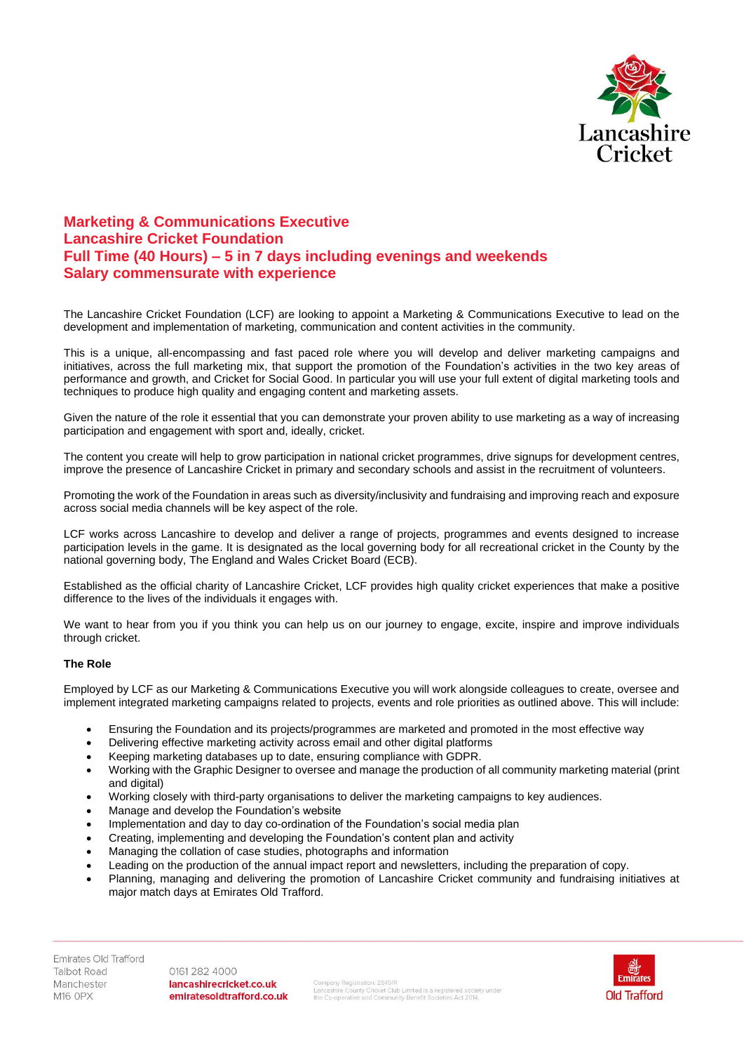# Marketing & Communications Executive
# Lancashire Cricket Foundation
# Full Time (40 Hours) – 5 in 7 days including evenings and weekends
# Salary commensurate with experience

The Lancashire Cricket Foundation (LCF) are looking to appoint a Marketing & Communications Executive to lead on the development and implementation of marketing, communication and content activities in the community.

This is a unique, all-encompassing and fast paced role where you will develop and deliver marketing campaigns and initiatives, across the full marketing mix, that support the promotion of the Foundation's activities in the two key areas of performance and growth, and Cricket for Social Good. In particular you will use your full extent of digital marketing tools and techniques to produce high quality and engaging content and marketing assets.

Given the nature of the role it essential that you can demonstrate your proven ability to use marketing as a way of increasing participation and engagement with sport and, ideally, cricket.

The content you create will help to grow participation in national cricket programmes, drive signups for development centres, improve the presence of Lancashire Cricket in primary and secondary schools and assist in the recruitment of volunteers.

Promoting the work of the Foundation in areas such as diversity/inclusivity and fundraising and improving reach and exposure across social media channels will be key aspect of the role.

LCF works across Lancashire to develop and deliver a range of projects, programmes and events designed to increase participation levels in the game. It is designated as the local governing body for all recreational cricket in the County by the national governing body, The England and Wales Cricket Board (ECB).

Established as the official charity of Lancashire Cricket, LCF provides high quality cricket experiences that make a positive difference to the lives of the individuals it engages with.

We want to hear from you if you think you can help us on our journey to engage, excite, inspire and improve individuals through cricket.

**The Role**

Employed by LCF as our Marketing & Communications Executive you will work alongside colleagues to create, oversee and implement integrated marketing campaigns related to projects, events and role priorities as outlined above. This will include:

- Ensuring the Foundation and its projects/programmes are marketed and promoted in the most effective way
- Delivering effective marketing activity across email and other digital platforms
- Keeping marketing databases up to date, ensuring compliance with GDPR.
- Working with the Graphic Designer to oversee and manage the production of all community marketing material (print and digital)
- Working closely with third-party organisations to deliver the marketing campaigns to key audiences.
- Manage and develop the Foundation's website
- Implementation and day to day co-ordination of the Foundation's social media plan
- Creating, implementing and developing the Foundation's content plan and activity
- Managing the collation of case studies, photographs and information
- Leading on the production of the annual impact report and newsletters, including the preparation of copy.
- Planning, managing and delivering the promotion of Lancashire Cricket community and fundraising initiatives at major match days at Emirates Old Trafford.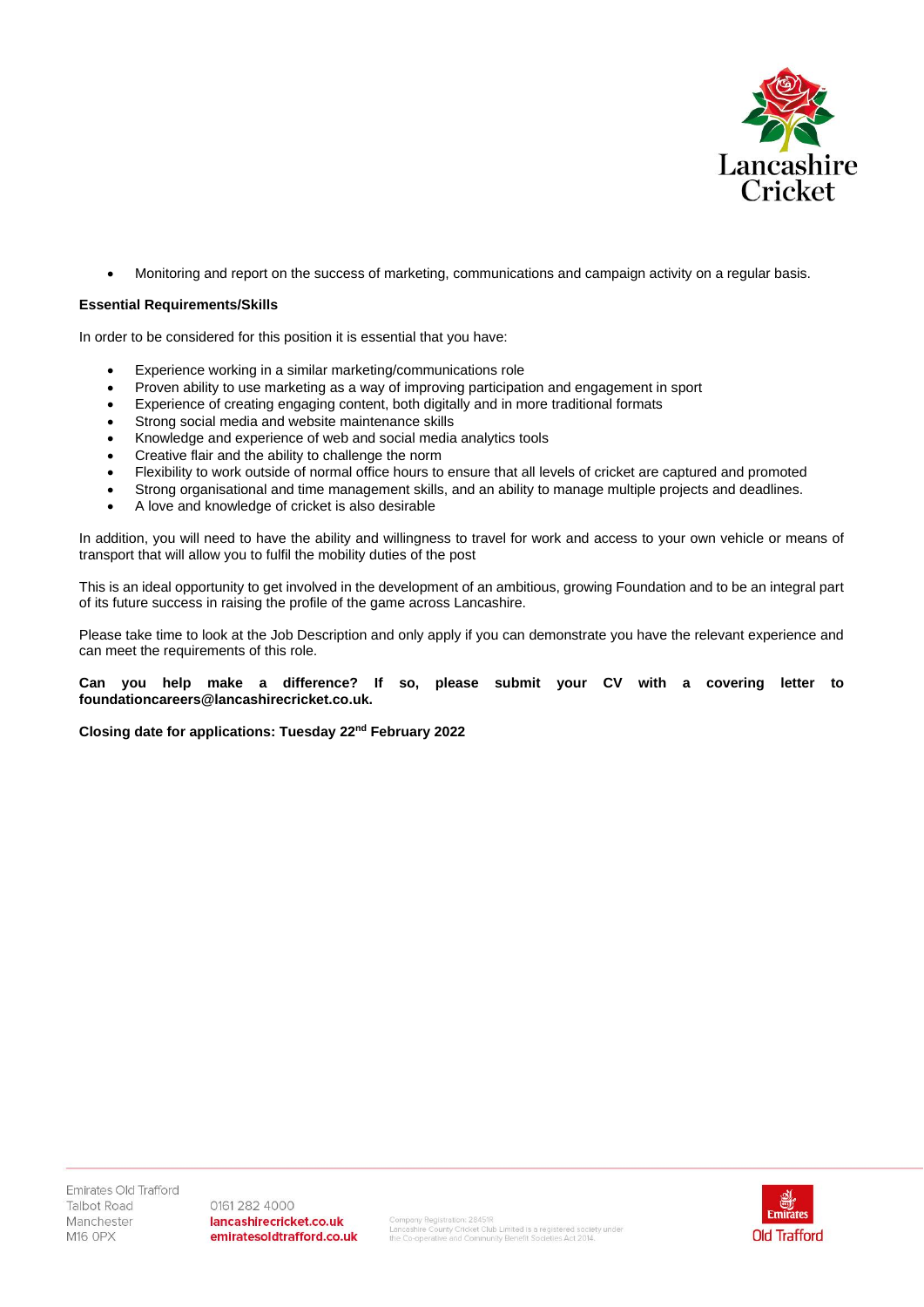- Monitoring and report on the success of marketing, communications and campaign activity on a regular basis.

**Essential Requirements/Skills**

In order to be considered for this position it is essential that you have:

- Experience working in a similar marketing/communications role
- Proven ability to use marketing as a way of improving participation and engagement in sport
- Experience of creating engaging content, both digitally and in more traditional formats
- Strong social media and website maintenance skills
- Knowledge and experience of web and social media analytics tools
- Creative flair and the ability to challenge the norm
- Flexibility to work outside of normal office hours to ensure that all levels of cricket are captured and promoted
- Strong organisational and time management skills, and an ability to manage multiple projects and deadlines.
- A love and knowledge of cricket is also desirable

In addition, you will need to have the ability and willingness to travel for work and access to your own vehicle or means of transport that will allow you to fulfil the mobility duties of the post

This is an ideal opportunity to get involved in the development of an ambitious, growing Foundation and to be an integral part of its future success in raising the profile of the game across Lancashire.

Please take time to look at the Job Description and only apply if you can demonstrate you have the relevant experience and can meet the requirements of this role.

**Can you help make a difference? If so, please submit your CV with a covering letter to foundationcareers@lancashirecricket.co.uk.**

**Closing date for applications: Tuesday 22nd February 2022**